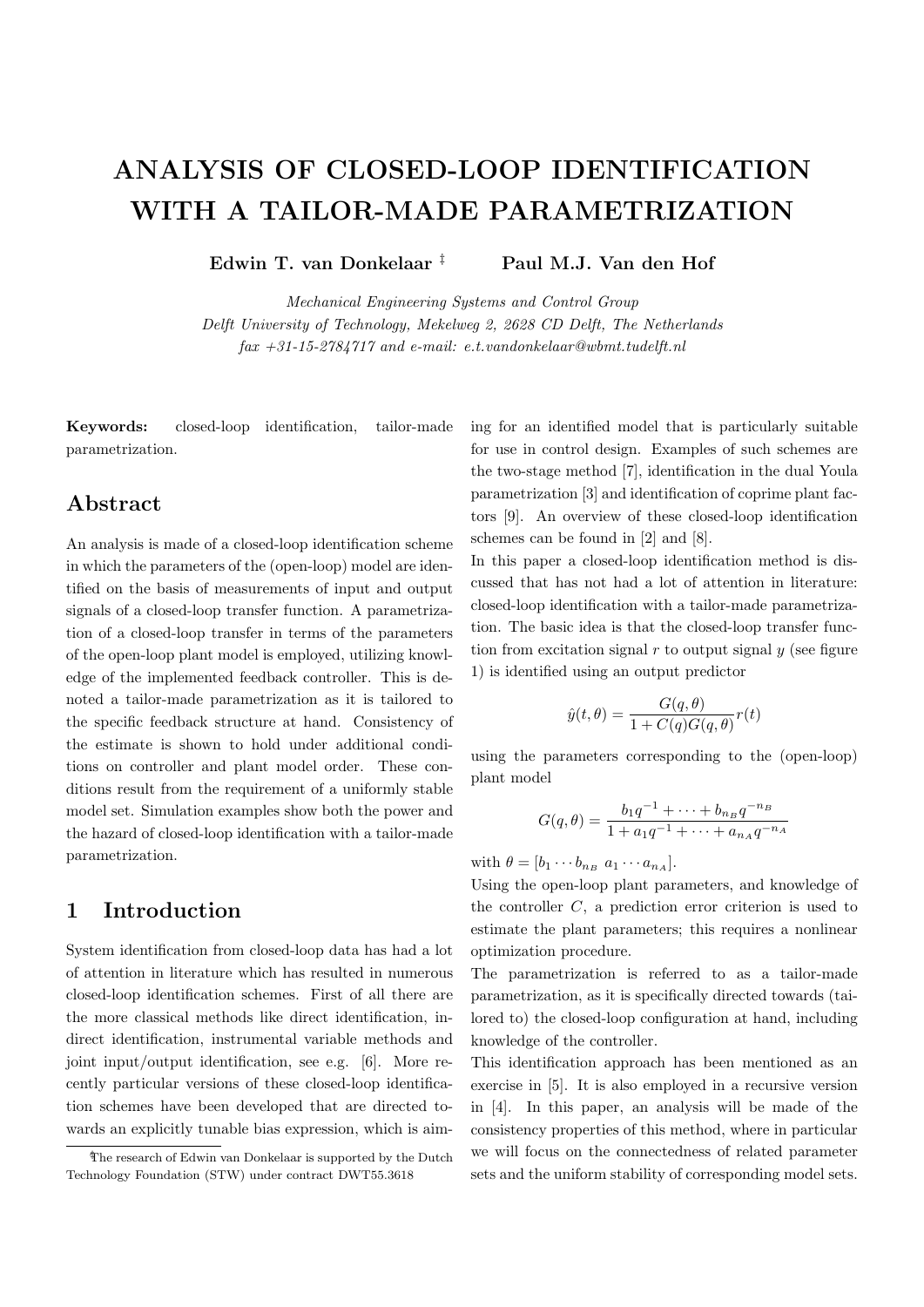# ANALYSIS OF CLOSED-LOOP IDENTIFICATION WITH A TAILOR-MADE PARAMETRIZATION

**Edwin T. van Donkelaar** [‡] **Paul M.J. Van den Hof**

*Mechanical Engineering Systems and Control Group*
*Delft University of Technology, Mekelweg 2, 2628 CD Delft, The Netherlands*
*fax +31-15-2784717 and e-mail: e.t.vandonkelaar@wbmt.tudelft.nl*

**Keywords:** closed-loop identification, tailor-made parametrization.

## Abstract

An analysis is made of a closed-loop identification scheme in which the parameters of the (open-loop) model are identified on the basis of measurements of input and output signals of a closed-loop transfer function. A parametrization of a closed-loop transfer in terms of the parameters of the open-loop plant model is employed, utilizing knowledge of the implemented feedback controller. This is denoted a tailor-made parametrization as it is tailored to the specific feedback structure at hand. Consistency of the estimate is shown to hold under additional conditions on controller and plant model order. These conditions result from the requirement of a uniformly stable model set. Simulation examples show both the power and the hazard of closed-loop identification with a tailor-made parametrization.

## 1 Introduction

System identification from closed-loop data has had a lot of attention in literature which has resulted in numerous closed-loop identification schemes. First of all there are the more classical methods like direct identification, indirect identification, instrumental variable methods and joint input/output identification, see e.g. [6]. More recently particular versions of these closed-loop identification schemes have been developed that are directed towards an explicitly tunable bias expression, which is aiming for an identified model that is particularly suitable for use in control design. Examples of such schemes are the two-stage method [7], identification in the dual Youla parametrization [3] and identification of coprime plant factors [9]. An overview of these closed-loop identification schemes can be found in [2] and [8].

In this paper a closed-loop identification method is discussed that has not had a lot of attention in literature: closed-loop identification with a tailor-made parametrization. The basic idea is that the closed-loop transfer function from excitation signal $r$ to output signal $y$ (see figure 1) is identified using an output predictor

$$\hat{y}(t,\theta) = \frac{G(q,\theta)}{1 + C(q)G(q,\theta)} r(t)$$

using the parameters corresponding to the (open-loop) plant model

$$G(q,\theta) = \frac{b_1 q^{-1} + \cdots + b_{n_B} q^{-n_B}}{1 + a_1 q^{-1} + \cdots + a_{n_A} q^{-n_A}}$$

with $\theta = [b_1 \cdots b_{n_B} \; a_1 \cdots a_{n_A}]$.

Using the open-loop plant parameters, and knowledge of the controller $C$, a prediction error criterion is used to estimate the plant parameters; this requires a nonlinear optimization procedure.

The parametrization is referred to as a tailor-made parametrization, as it is specifically directed towards (tailored to) the closed-loop configuration at hand, including knowledge of the controller.

This identification approach has been mentioned as an exercise in [5]. It is also employed in a recursive version in [4]. In this paper, an analysis will be made of the consistency properties of this method, where in particular we will focus on the connectedness of related parameter sets and the uniform stability of corresponding model sets.

[‡] The research of Edwin van Donkelaar is supported by the Dutch Technology Foundation (STW) under contract DWT55.3618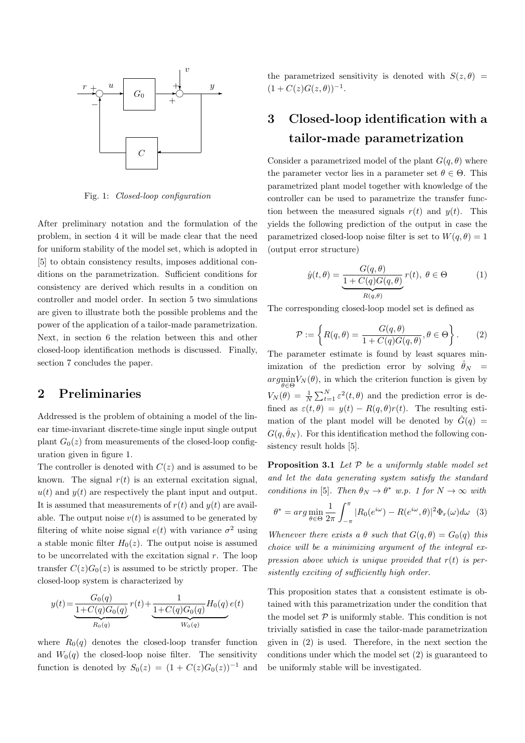Fig. 1: *Closed-loop configuration*

After preliminary notation and the formulation of the problem, in section 4 it will be made clear that the need for uniform stability of the model set, which is adopted in [5] to obtain consistency results, imposes additional conditions on the parametrization. Sufficient conditions for consistency are derived which results in a condition on controller and model order. In section 5 two simulations are given to illustrate both the possible problems and the power of the application of a tailor-made parametrization. Next, in section 6 the relation between this and other closed-loop identification methods is discussed. Finally, section 7 concludes the paper.

## 2 Preliminaries

Addressed is the problem of obtaining a model of the linear time-invariant discrete-time single input single output plant $G_0(z)$ from measurements of the closed-loop configuration given in figure 1.

The controller is denoted with $C(z)$ and is assumed to be known. The signal $r(t)$ is an external excitation signal, $u(t)$ and $y(t)$ are respectively the plant input and output. It is assumed that measurements of $r(t)$ and $y(t)$ are available. The output noise $v(t)$ is assumed to be generated by filtering of white noise signal $e(t)$ with variance $\sigma^2$ using a stable monic filter $H_0(z)$. The output noise is assumed to be uncorrelated with the excitation signal $r$. The loop transfer $C(z)G_0(z)$ is assumed to be strictly proper. The closed-loop system is characterized by

$$y(t) = \underbrace{\frac{G_0(q)}{1+C(q)G_0(q)}}_{R_0(q)} r(t) + \underbrace{\frac{1}{1+C(q)G_0(q)} H_0(q)}_{W_0(q)} e(t)$$

where $R_0(q)$ denotes the closed-loop transfer function and $W_0(q)$ the closed-loop noise filter. The sensitivity function is denoted by $S_0(z) = (1 + C(z)G_0(z))^{-1}$ and the parametrized sensitivity is denoted with $S(z, \theta) = (1 + C(z)G(z, \theta))^{-1}$.

## 3 Closed-loop identification with a tailor-made parametrization

Consider a parametrized model of the plant $G(q, \theta)$ where the parameter vector lies in a parameter set $\theta \in \Theta$. This parametrized plant model together with knowledge of the controller can be used to parametrize the transfer function between the measured signals $r(t)$ and $y(t)$. This yields the following prediction of the output in case the parametrized closed-loop noise filter is set to $W(q, \theta) = 1$ (output error structure)

$$\hat{y}(t, \theta) = \underbrace{\frac{G(q, \theta)}{1 + C(q)G(q, \theta)}}_{R(q,\theta)} r(t), \ \theta \in \Theta \tag{1}$$

The corresponding closed-loop model set is defined as

$$\mathcal{P} := \left\{ R(q, \theta) = \frac{G(q, \theta)}{1 + C(q)G(q, \theta)}, \theta \in \Theta \right\}. \tag{2}$$

The parameter estimate is found by least squares minimization of the prediction error by solving $\hat{\theta}_N = arg\min_{\theta \in \Theta} V_N(\theta)$, in which the criterion function is given by $V_N(\theta) = \frac{1}{N} \sum_{t=1}^{N} \varepsilon^2(t, \theta)$ and the prediction error is defined as $\varepsilon(t, \theta) = y(t) - R(q, \theta)r(t)$. The resulting estimation of the plant model will be denoted by $\hat{G}(q) = G(q, \hat{\theta}_N)$. For this identification method the following consistency result holds [5].

**Proposition 3.1** *Let $\mathcal{P}$ be a uniformly stable model set and let the data generating system satisfy the standard conditions in [5]. Then $\theta_N \to \theta^*$ w.p. 1 for $N \to \infty$ with*

$$\theta^* = arg \min_{\theta \in \Theta} \frac{1}{2\pi} \int_{-\pi}^{\pi} |R_0(e^{i\omega}) - R(e^{i\omega}, \theta)|^2 \Phi_r(\omega) d\omega \tag{3}$$

*Whenever there exists a $\theta$ such that $G(q, \theta) = G_0(q)$ this choice will be a minimizing argument of the integral expression above which is unique provided that $r(t)$ is persistently exciting of sufficiently high order.*

This proposition states that a consistent estimate is obtained with this parametrization under the condition that the model set $\mathcal{P}$ is uniformly stable. This condition is not trivially satisfied in case the tailor-made parametrization given in (2) is used. Therefore, in the next section the conditions under which the model set (2) is guaranteed to be uniformly stable will be investigated.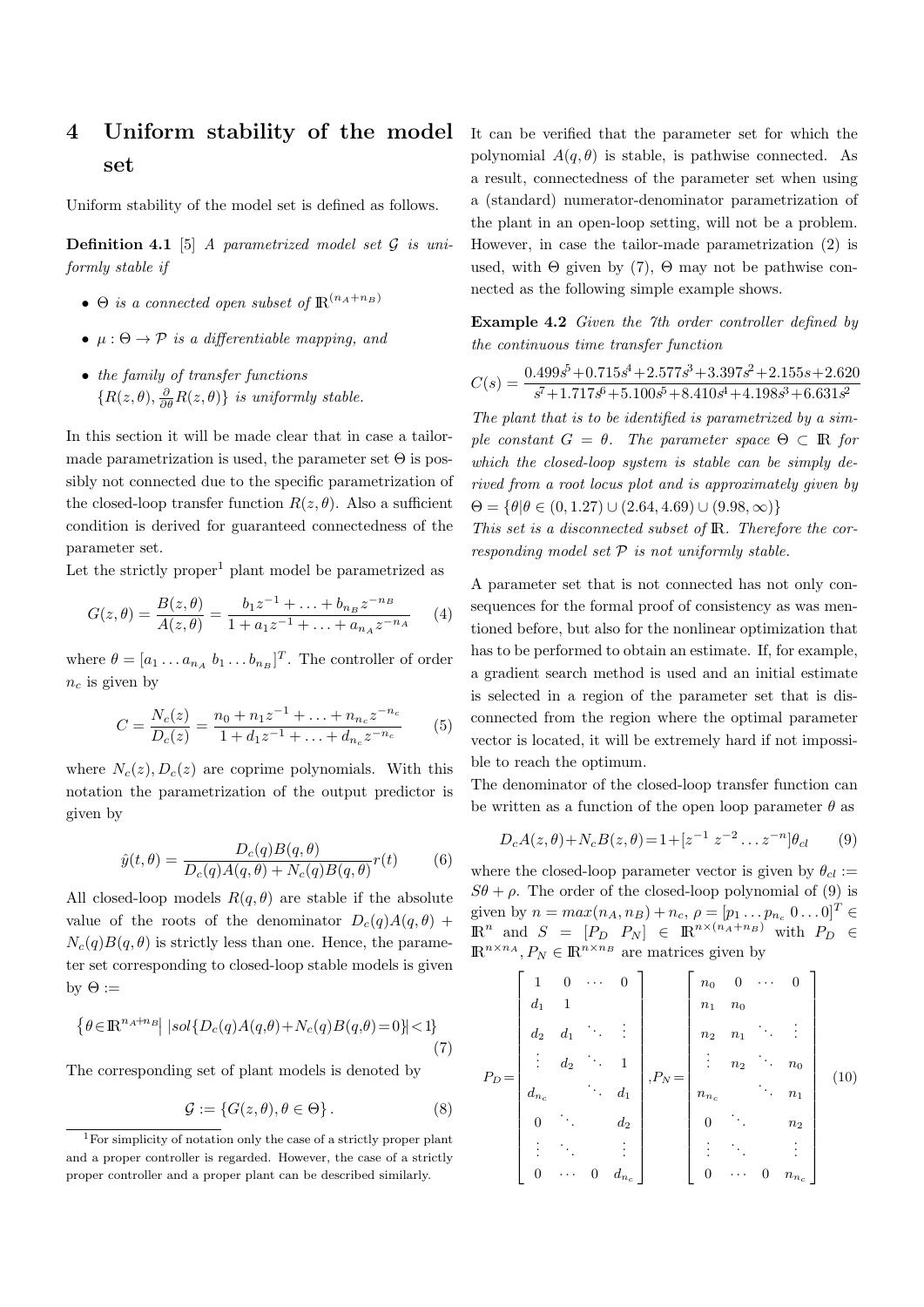## 4 Uniform stability of the model set

Uniform stability of the model set is defined as follows.

**Definition 4.1** [5] *A parametrized model set $\mathcal{G}$ is uniformly stable if*

- *$\Theta$ is a connected open subset of $\mathbb{R}^{(n_A+n_B)}$*
- *$\mu : \Theta \to \mathcal{P}$ is a differentiable mapping, and*
- *the family of transfer functions $\{R(z,\theta), \frac{\partial}{\partial\theta}R(z,\theta)\}$ is uniformly stable.*

In this section it will be made clear that in case a tailor-made parametrization is used, the parameter set $\Theta$ is possibly not connected due to the specific parametrization of the closed-loop transfer function $R(z,\theta)$. Also a sufficient condition is derived for guaranteed connectedness of the parameter set.

Let the strictly proper[1] plant model be parametrized as

$$G(z,\theta) = \frac{B(z,\theta)}{A(z,\theta)} = \frac{b_1 z^{-1} + \ldots + b_{n_B} z^{-n_B}}{1 + a_1 z^{-1} + \ldots + a_{n_A} z^{-n_A}} \quad (4)$$

where $\theta = [a_1 \ldots a_{n_A}\ b_1 \ldots b_{n_B}]^T$. The controller of order $n_c$ is given by

$$C = \frac{N_c(z)}{D_c(z)} = \frac{n_0 + n_1 z^{-1} + \ldots + n_{n_c} z^{-n_c}}{1 + d_1 z^{-1} + \ldots + d_{n_c} z^{-n_c}} \quad (5)$$

where $N_c(z), D_c(z)$ are coprime polynomials. With this notation the parametrization of the output predictor is given by

$$\hat{y}(t,\theta) = \frac{D_c(q)B(q,\theta)}{D_c(q)A(q,\theta) + N_c(q)B(q,\theta)} r(t) \quad (6)$$

All closed-loop models $R(q,\theta)$ are stable if the absolute value of the roots of the denominator $D_c(q)A(q,\theta) + N_c(q)B(q,\theta)$ is strictly less than one. Hence, the parameter set corresponding to closed-loop stable models is given by $\Theta :=$

$$\left\{\theta \in \mathbb{R}^{n_A+n_B} \middle| \, |sol\{D_c(q)A(q,\theta) + N_c(q)B(q,\theta) = 0\}| < 1\right\} \quad (7)$$

The corresponding set of plant models is denoted by

$$\mathcal{G} := \{G(z,\theta), \theta \in \Theta\}. \quad (8)$$

[1] For simplicity of notation only the case of a strictly proper plant and a proper controller is regarded. However, the case of a strictly proper controller and a proper plant can be described similarly.

It can be verified that the parameter set for which the polynomial $A(q,\theta)$ is stable, is pathwise connected. As a result, connectedness of the parameter set when using a (standard) numerator-denominator parametrization of the plant in an open-loop setting, will not be a problem. However, in case the tailor-made parametrization (2) is used, with $\Theta$ given by (7), $\Theta$ may not be pathwise connected as the following simple example shows.

**Example 4.2** *Given the 7th order controller defined by the continuous time transfer function*

$$C(s) = \frac{0.499s^5 + 0.715s^4 + 2.577s^3 + 3.397s^2 + 2.155s + 2.620}{s^7 + 1.717s^6 + 5.100s^5 + 8.410s^4 + 4.198s^3 + 6.631s^2}$$

*The plant that is to be identified is parametrized by a simple constant $G = \theta$. The parameter space $\Theta \subset \mathbb{R}$ for which the closed-loop system is stable can be simply derived from a root locus plot and is approximately given by $\Theta = \{\theta | \theta \in (0, 1.27) \cup (2.64, 4.69) \cup (9.98, \infty)\}$*
*This set is a disconnected subset of $\mathbb{R}$. Therefore the corresponding model set $\mathcal{P}$ is not uniformly stable.*

A parameter set that is not connected has not only consequences for the formal proof of consistency as was mentioned before, but also for the nonlinear optimization that has to be performed to obtain an estimate. If, for example, a gradient search method is used and an initial estimate is selected in a region of the parameter set that is disconnected from the region where the optimal parameter vector is located, it will be extremely hard if not impossible to reach the optimum.

The denominator of the closed-loop transfer function can be written as a function of the open loop parameter $\theta$ as

$$D_c A(z,\theta) + N_c B(z,\theta) = 1 + [z^{-1}\ z^{-2} \ldots z^{-n}]\theta_{cl} \quad (9)$$

where the closed-loop parameter vector is given by $\theta_{cl} := S\theta + \rho$. The order of the closed-loop polynomial of (9) is given by $n = max(n_A, n_B) + n_c$, $\rho = [p_1 \ldots p_{n_c}\ 0 \ldots 0]^T \in \mathbb{R}^n$ and $S = [P_D\ \ P_N] \in \mathbb{R}^{n \times (n_A+n_B)}$ with $P_D \in \mathbb{R}^{n \times n_A}, P_N \in \mathbb{R}^{n \times n_B}$ are matrices given by

$$P_D = \begin{bmatrix} 1 & 0 & \cdots & 0 \\ d_1 & 1 & & \\ d_2 & d_1 & \ddots & \vdots \\ \vdots & d_2 & \ddots & 1 \\ d_{n_c} & & \ddots & d_1 \\ 0 & \ddots & & d_2 \\ \vdots & \ddots & & \vdots \\ 0 & \cdots & 0 & d_{n_c} \end{bmatrix}, P_N = \begin{bmatrix} n_0 & 0 & \cdots & 0 \\ n_1 & n_0 & & \\ n_2 & n_1 & \ddots & \vdots \\ \vdots & n_2 & \ddots & n_0 \\ n_{n_c} & & \ddots & n_1 \\ 0 & \ddots & & n_2 \\ \vdots & \ddots & & \vdots \\ 0 & \cdots & 0 & n_{n_c} \end{bmatrix} \quad (10)$$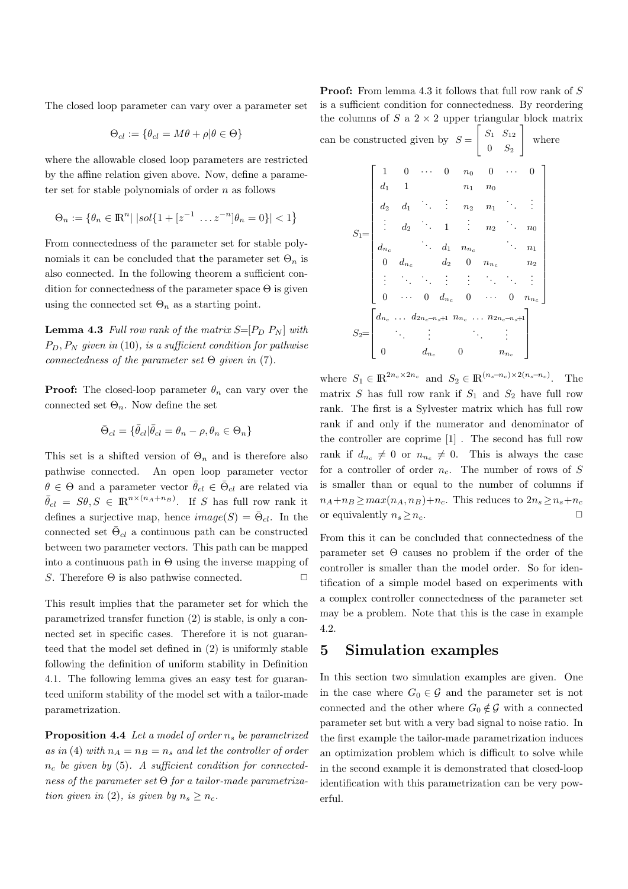The closed loop parameter can vary over a parameter set

$$\Theta_{cl} := \{\theta_{cl} = M\theta + \rho | \theta \in \Theta\}$$

where the allowable closed loop parameters are restricted by the affine relation given above. Now, define a parameter set for stable polynomials of order $n$ as follows

$$\Theta_n := \{\theta_n \in \mathbb{R}^n | \ |sol\{1 + [z^{-1} \ \dots z^{-n}]\theta_n = 0\}| < 1\}$$

From connectedness of the parameter set for stable polynomials it can be concluded that the parameter set $\Theta_n$ is also connected. In the following theorem a sufficient condition for connectedness of the parameter space $\Theta$ is given using the connected set $\Theta_n$ as a starting point.

**Lemma 4.3** *Full row rank of the matrix $S$=$[P_D \ P_N]$ with $P_D, P_N$ given in* (10)*, is a sufficient condition for pathwise connectedness of the parameter set $\Theta$ given in* (7)*.*

**Proof:** The closed-loop parameter $\theta_n$ can vary over the connected set $\Theta_n$. Now define the set

$$\bar{\Theta}_{cl} = \{\bar{\theta}_{cl} | \bar{\theta}_{cl} = \theta_n - \rho, \theta_n \in \Theta_n\}$$

This set is a shifted version of $\Theta_n$ and is therefore also pathwise connected. An open loop parameter vector $\theta \in \Theta$ and a parameter vector $\bar{\theta}_{cl} \in \bar{\Theta}_{cl}$ are related via $\bar{\theta}_{cl} = S\theta, S \in \mathbb{R}^{n \times (n_A + n_B)}$. If $S$ has full row rank it defines a surjective map, hence $image(S) = \bar{\Theta}_{cl}$. In the connected set $\bar{\Theta}_{cl}$ a continuous path can be constructed between two parameter vectors. This path can be mapped into a continuous path in $\Theta$ using the inverse mapping of $S$. Therefore $\Theta$ is also pathwise connected. □

This result implies that the parameter set for which the parametrized transfer function (2) is stable, is only a connected set in specific cases. Therefore it is not guaranteed that the model set defined in (2) is uniformly stable following the definition of uniform stability in Definition 4.1. The following lemma gives an easy test for guaranteed uniform stability of the model set with a tailor-made parametrization.

**Proposition 4.4** *Let a model of order $n_s$ be parametrized as in* (4) *with $n_A = n_B = n_s$ and let the controller of order $n_c$ be given by* (5)*. A sufficient condition for connectedness of the parameter set $\Theta$ for a tailor-made parametrization given in* (2)*, is given by $n_s \geq n_c$.*

**Proof:** From lemma 4.3 it follows that full row rank of $S$ is a sufficient condition for connectedness. By reordering the columns of $S$ a $2 \times 2$ upper triangular block matrix can be constructed given by $S = \begin{bmatrix} S_1 & S_{12} \\ 0 & S_2 \end{bmatrix}$ where

$$S_1 = \begin{bmatrix} 1 & 0 & \cdots & 0 & n_0 & 0 & \cdots & 0 \\ d_1 & 1 & & & n_1 & n_0 & & \\ d_2 & d_1 & \ddots & \vdots & n_2 & n_1 & \ddots & \vdots \\ \vdots & d_2 & \ddots & 1 & \vdots & n_2 & \ddots & n_0 \\ d_{n_c} & & \ddots & d_1 & n_{n_c} & & \ddots & n_1 \\ 0 & d_{n_c} & & d_2 & 0 & n_{n_c} & & n_2 \\ \vdots & \ddots & \ddots & \vdots & \vdots & \ddots & \ddots & \vdots \\ 0 & \cdots & 0 & d_{n_c} & 0 & \cdots & 0 & n_{n_c} \end{bmatrix}$$

$$S_2 = \begin{bmatrix} d_{n_c} & \dots & d_{2n_c - n_s + 1} & n_{n_c} & \dots & n_{2n_c - n_s + 1} \\ & \ddots & \vdots & & \ddots & \vdots \\ 0 & & d_{n_c} & 0 & & n_{n_c} \end{bmatrix}$$

where $S_1 \in \mathbb{R}^{2n_c \times 2n_c}$ and $S_2 \in \mathbb{R}^{(n_s - n_c) \times 2(n_s - n_c)}$. The matrix $S$ has full row rank if $S_1$ and $S_2$ have full row rank. The first is a Sylvester matrix which has full row rank if and only if the numerator and denominator of the controller are coprime [1] . The second has full row rank if $d_{n_c} \neq 0$ or $n_{n_c} \neq 0$. This is always the case for a controller of order $n_c$. The number of rows of $S$ is smaller than or equal to the number of columns if $n_A + n_B \geq max(n_A, n_B) + n_c$. This reduces to $2n_s \geq n_s + n_c$ or equivalently $n_s \geq n_c$. □

From this it can be concluded that connectedness of the parameter set $\Theta$ causes no problem if the order of the controller is smaller than the model order. So for identification of a simple model based on experiments with a complex controller connectedness of the parameter set may be a problem. Note that this is the case in example 4.2.

# 5 Simulation examples

In this section two simulation examples are given. One in the case where $G_0 \in \mathcal{G}$ and the parameter set is not connected and the other where $G_0 \notin \mathcal{G}$ with a connected parameter set but with a very bad signal to noise ratio. In the first example the tailor-made parametrization induces an optimization problem which is difficult to solve while in the second example it is demonstrated that closed-loop identification with this parametrization can be very powerful.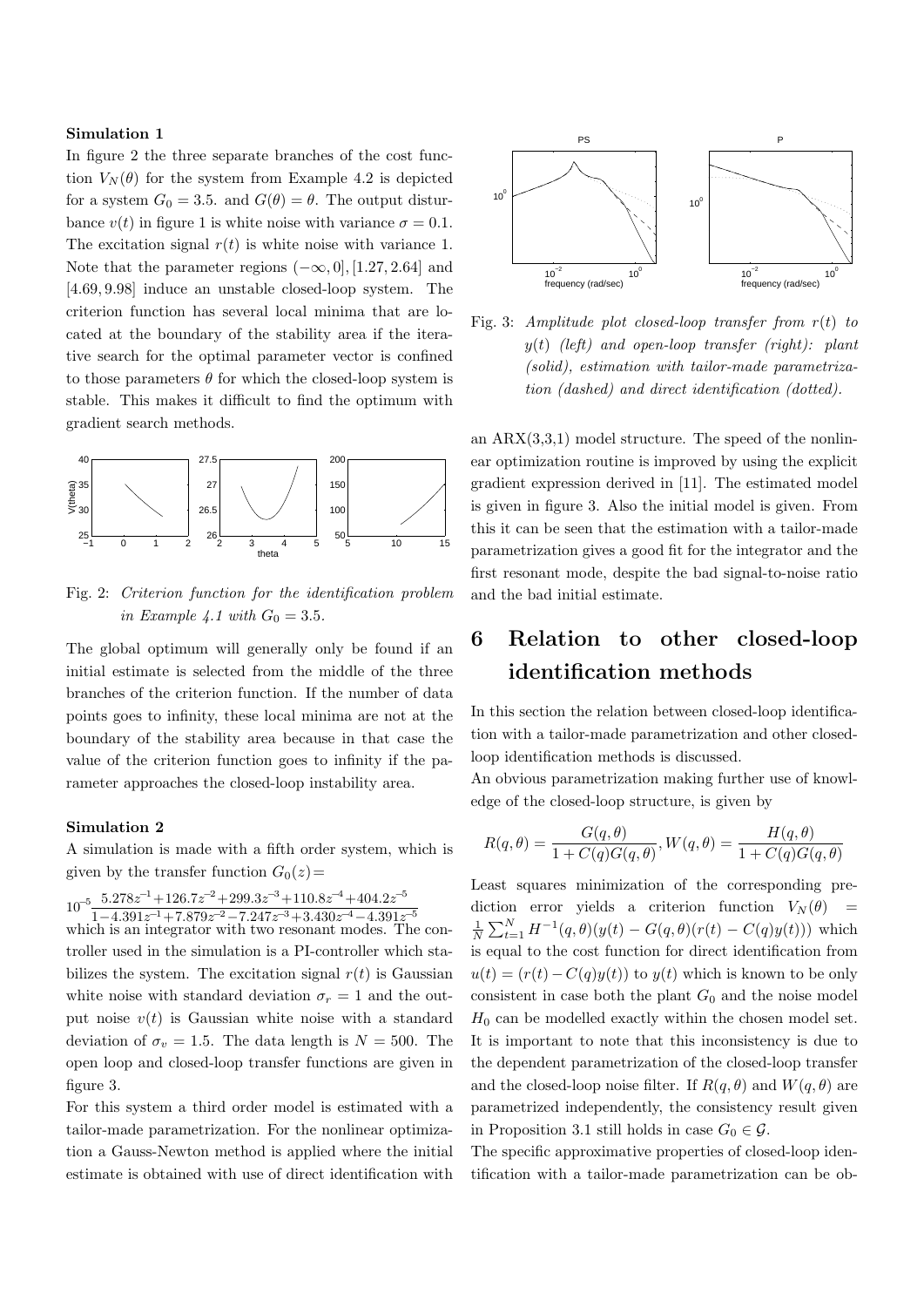**Simulation 1**

In figure 2 the three separate branches of the cost function $V_N(\theta)$ for the system from Example 4.2 is depicted for a system $G_0 = 3.5$. and $G(\theta) = \theta$. The output disturbance $v(t)$ in figure 1 is white noise with variance $\sigma = 0.1$. The excitation signal $r(t)$ is white noise with variance 1. Note that the parameter regions $(-\infty, 0], [1.27, 2.64]$ and $[4.69, 9.98]$ induce an unstable closed-loop system. The criterion function has several local minima that are located at the boundary of the stability area if the iterative search for the optimal parameter vector is confined to those parameters $\theta$ for which the closed-loop system is stable. This makes it difficult to find the optimum with gradient search methods.

Fig. 2: *Criterion function for the identification problem in Example 4.1 with $G_0 = 3.5$.*

The global optimum will generally only be found if an initial estimate is selected from the middle of the three branches of the criterion function. If the number of data points goes to infinity, these local minima are not at the boundary of the stability area because in that case the value of the criterion function goes to infinity if the parameter approaches the closed-loop instability area.

**Simulation 2**

A simulation is made with a fifth order system, which is given by the transfer function $G_0(z) =$

$$10^{-5}\frac{5.278z^{-1}+126.7z^{-2}+299.3z^{-3}+110.8z^{-4}+404.2z^{-5}}{1-4.391z^{-1}+7.879z^{-2}-7.247z^{-3}+3.430z^{-4}-4.391z^{-5}}$$

which is an integrator with two resonant modes. The controller used in the simulation is a PI-controller which stabilizes the system. The excitation signal $r(t)$ is Gaussian white noise with standard deviation $\sigma_r = 1$ and the output noise $v(t)$ is Gaussian white noise with a standard deviation of $\sigma_v = 1.5$. The data length is $N = 500$. The open loop and closed-loop transfer functions are given in figure 3.

For this system a third order model is estimated with a tailor-made parametrization. For the nonlinear optimization a Gauss-Newton method is applied where the initial estimate is obtained with use of direct identification with an ARX(3,3,1) model structure. The speed of the nonlinear optimization routine is improved by using the explicit gradient expression derived in [11]. The estimated model is given in figure 3. Also the initial model is given. From this it can be seen that the estimation with a tailor-made parametrization gives a good fit for the integrator and the first resonant mode, despite the bad signal-to-noise ratio and the bad initial estimate.

Fig. 3: *Amplitude plot closed-loop transfer from $r(t)$ to $y(t)$ (left) and open-loop transfer (right): plant (solid), estimation with tailor-made parametrization (dashed) and direct identification (dotted).*

# 6 Relation to other closed-loop identification methods

In this section the relation between closed-loop identification with a tailor-made parametrization and other closed-loop identification methods is discussed.

An obvious parametrization making further use of knowledge of the closed-loop structure, is given by

$$R(q,\theta) = \frac{G(q,\theta)}{1 + C(q)G(q,\theta)}, W(q,\theta) = \frac{H(q,\theta)}{1 + C(q)G(q,\theta)}$$

Least squares minimization of the corresponding prediction error yields a criterion function $V_N(\theta) = \frac{1}{N}\sum_{t=1}^{N} H^{-1}(q,\theta)(y(t) - G(q,\theta)(r(t) - C(q)y(t)))$ which is equal to the cost function for direct identification from $u(t) = (r(t) - C(q)y(t))$ to $y(t)$ which is known to be only consistent in case both the plant $G_0$ and the noise model $H_0$ can be modelled exactly within the chosen model set. It is important to note that this inconsistency is due to the dependent parametrization of the closed-loop transfer and the closed-loop noise filter. If $R(q,\theta)$ and $W(q,\theta)$ are parametrized independently, the consistency result given in Proposition 3.1 still holds in case $G_0 \in \mathcal{G}$.

The specific approximative properties of closed-loop identification with a tailor-made parametrization can be ob-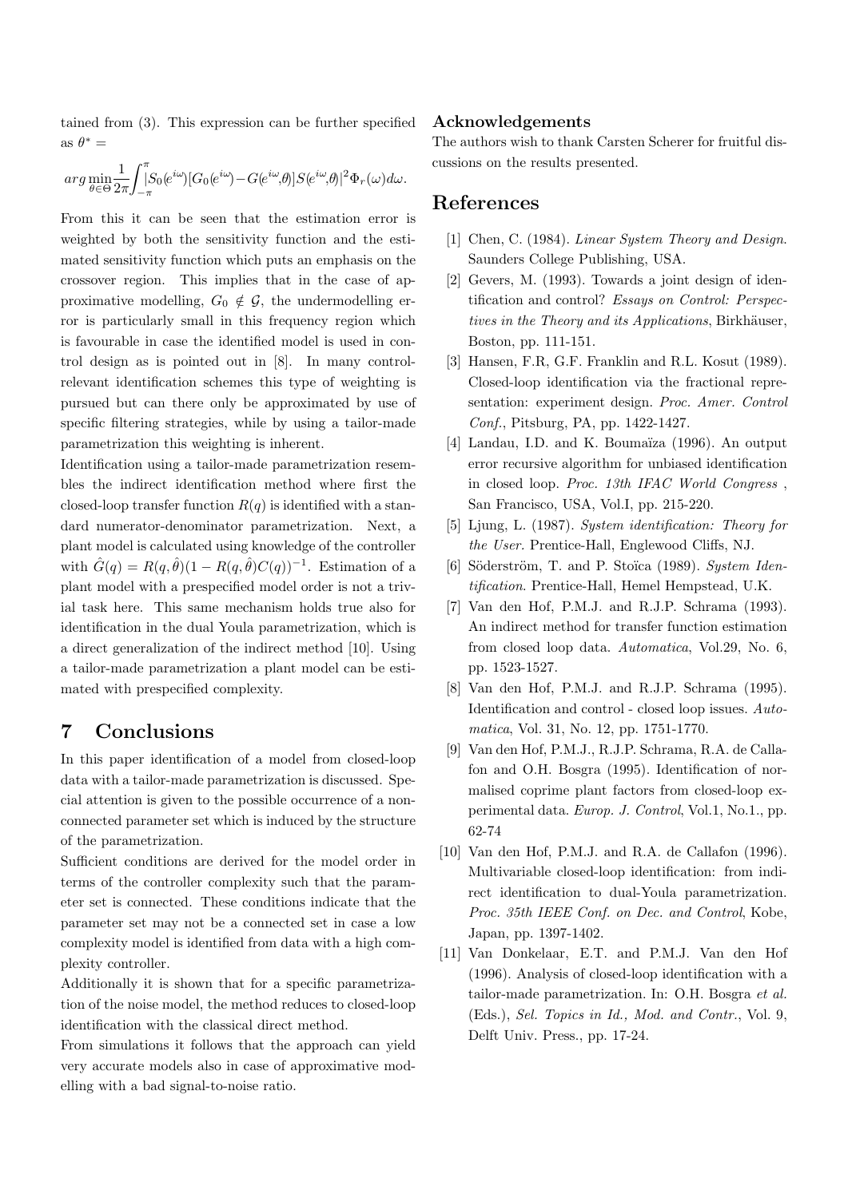tained from (3). This expression can be further specified as $\theta^* =$

$$arg \min_{\theta \in \Theta} \frac{1}{2\pi} \int_{-\pi}^{\pi} |S_0(e^{i\omega})[G_0(e^{i\omega}) - G(e^{i\omega}, \theta)] S(e^{i\omega}, \theta)|^2 \Phi_r(\omega) d\omega.$$

From this it can be seen that the estimation error is weighted by both the sensitivity function and the estimated sensitivity function which puts an emphasis on the crossover region. This implies that in the case of approximative modelling, $G_0 \notin \mathcal{G}$, the undermodelling error is particularly small in this frequency region which is favourable in case the identified model is used in control design as is pointed out in [8]. In many control-relevant identification schemes this type of weighting is pursued but can there only be approximated by use of specific filtering strategies, while by using a tailor-made parametrization this weighting is inherent.

Identification using a tailor-made parametrization resembles the indirect identification method where first the closed-loop transfer function $R(q)$ is identified with a standard numerator-denominator parametrization. Next, a plant model is calculated using knowledge of the controller with $\hat{G}(q) = R(q, \hat{\theta})(1 - R(q, \hat{\theta})C(q))^{-1}$. Estimation of a plant model with a prespecified model order is not a trivial task here. This same mechanism holds true also for identification in the dual Youla parametrization, which is a direct generalization of the indirect method [10]. Using a tailor-made parametrization a plant model can be estimated with prespecified complexity.

## 7 Conclusions

In this paper identification of a model from closed-loop data with a tailor-made parametrization is discussed. Special attention is given to the possible occurrence of a non-connected parameter set which is induced by the structure of the parametrization.

Sufficient conditions are derived for the model order in terms of the controller complexity such that the parameter set is connected. These conditions indicate that the parameter set may not be a connected set in case a low complexity model is identified from data with a high complexity controller.

Additionally it is shown that for a specific parametrization of the noise model, the method reduces to closed-loop identification with the classical direct method.

From simulations it follows that the approach can yield very accurate models also in case of approximative modelling with a bad signal-to-noise ratio.

### Acknowledgements

The authors wish to thank Carsten Scherer for fruitful discussions on the results presented.

## References

[1] Chen, C. (1984). *Linear System Theory and Design*. Saunders College Publishing, USA.

[2] Gevers, M. (1993). Towards a joint design of identification and control? *Essays on Control: Perspectives in the Theory and its Applications*, Birkhäuser, Boston, pp. 111-151.

[3] Hansen, F.R, G.F. Franklin and R.L. Kosut (1989). Closed-loop identification via the fractional representation: experiment design. *Proc. Amer. Control Conf.*, Pitsburg, PA, pp. 1422-1427.

[4] Landau, I.D. and K. Boumaïza (1996). An output error recursive algorithm for unbiased identification in closed loop. *Proc. 13th IFAC World Congress* , San Francisco, USA, Vol.I, pp. 215-220.

[5] Ljung, L. (1987). *System identification: Theory for the User.* Prentice-Hall, Englewood Cliffs, NJ.

[6] Söderström, T. and P. Stoïca (1989). *System Identification*. Prentice-Hall, Hemel Hempstead, U.K.

[7] Van den Hof, P.M.J. and R.J.P. Schrama (1993). An indirect method for transfer function estimation from closed loop data. *Automatica*, Vol.29, No. 6, pp. 1523-1527.

[8] Van den Hof, P.M.J. and R.J.P. Schrama (1995). Identification and control - closed loop issues. *Automatica*, Vol. 31, No. 12, pp. 1751-1770.

[9] Van den Hof, P.M.J., R.J.P. Schrama, R.A. de Callafon and O.H. Bosgra (1995). Identification of normalised coprime plant factors from closed-loop experimental data. *Europ. J. Control*, Vol.1, No.1., pp. 62-74

[10] Van den Hof, P.M.J. and R.A. de Callafon (1996). Multivariable closed-loop identification: from indirect identification to dual-Youla parametrization. *Proc. 35th IEEE Conf. on Dec. and Control*, Kobe, Japan, pp. 1397-1402.

[11] Van Donkelaar, E.T. and P.M.J. Van den Hof (1996). Analysis of closed-loop identification with a tailor-made parametrization. In: O.H. Bosgra *et al.* (Eds.), *Sel. Topics in Id., Mod. and Contr.*, Vol. 9, Delft Univ. Press., pp. 17-24.